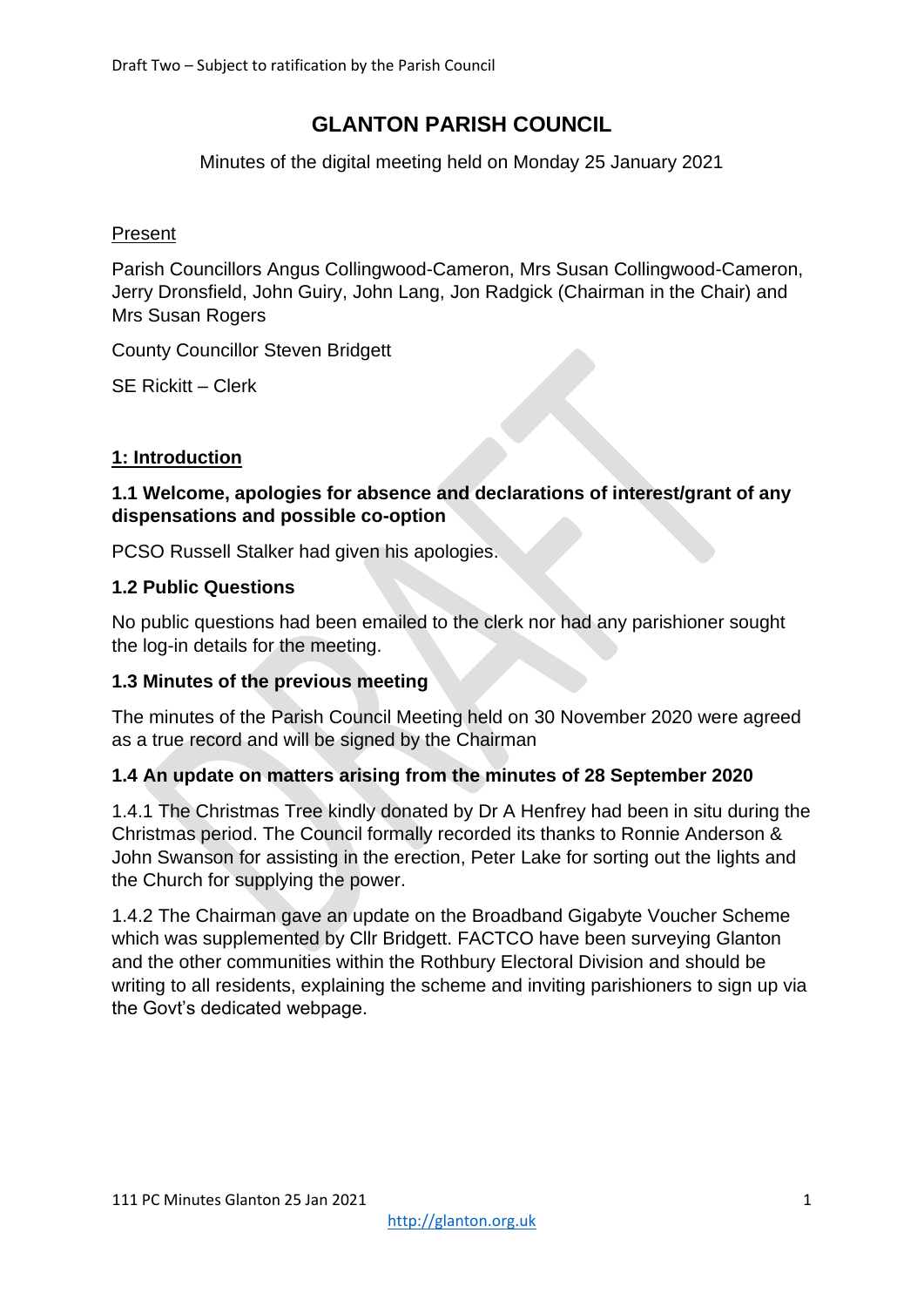Draft Two – Subject to ratification by the Parish Council

# GLANTON PARISH COUNCIL

Minutes of the digital meeting held on Monday 25 January 2021

Present

Parish Councillors Angus Collingwood-Cameron, Mrs Susan Collingwood-Cameron, Jerry Dronsfield, John Guiry, John Lang, Jon Radgick (Chairman in the Chair) and Mrs Susan Rogers

County Councillor Steven Bridgett

SE Rickitt – Clerk

## 1: Introduction

### 1.1 Welcome, apologies for absence and declarations of interest/grant of any dispensations and possible co-option

PCSO Russell Stalker had given his apologies.

### 1.2 Public Questions

No public questions had been emailed to the clerk nor had any parishioner sought the log-in details for the meeting.

### 1.3 Minutes of the previous meeting

The minutes of the Parish Council Meeting held on 30 November 2020 were agreed as a true record and will be signed by the Chairman

### 1.4 An update on matters arising from the minutes of 28 September 2020

1.4.1 The Christmas Tree kindly donated by Dr A Henfrey had been in situ during the Christmas period. The Council formally recorded its thanks to Ronnie Anderson & John Swanson for assisting in the erection, Peter Lake for sorting out the lights and the Church for supplying the power.

1.4.2 The Chairman gave an update on the Broadband Gigabyte Voucher Scheme which was supplemented by Cllr Bridgett. FACTCO have been surveying Glanton and the other communities within the Rothbury Electoral Division and should be writing to all residents, explaining the scheme and inviting parishioners to sign up via the Govt's dedicated webpage.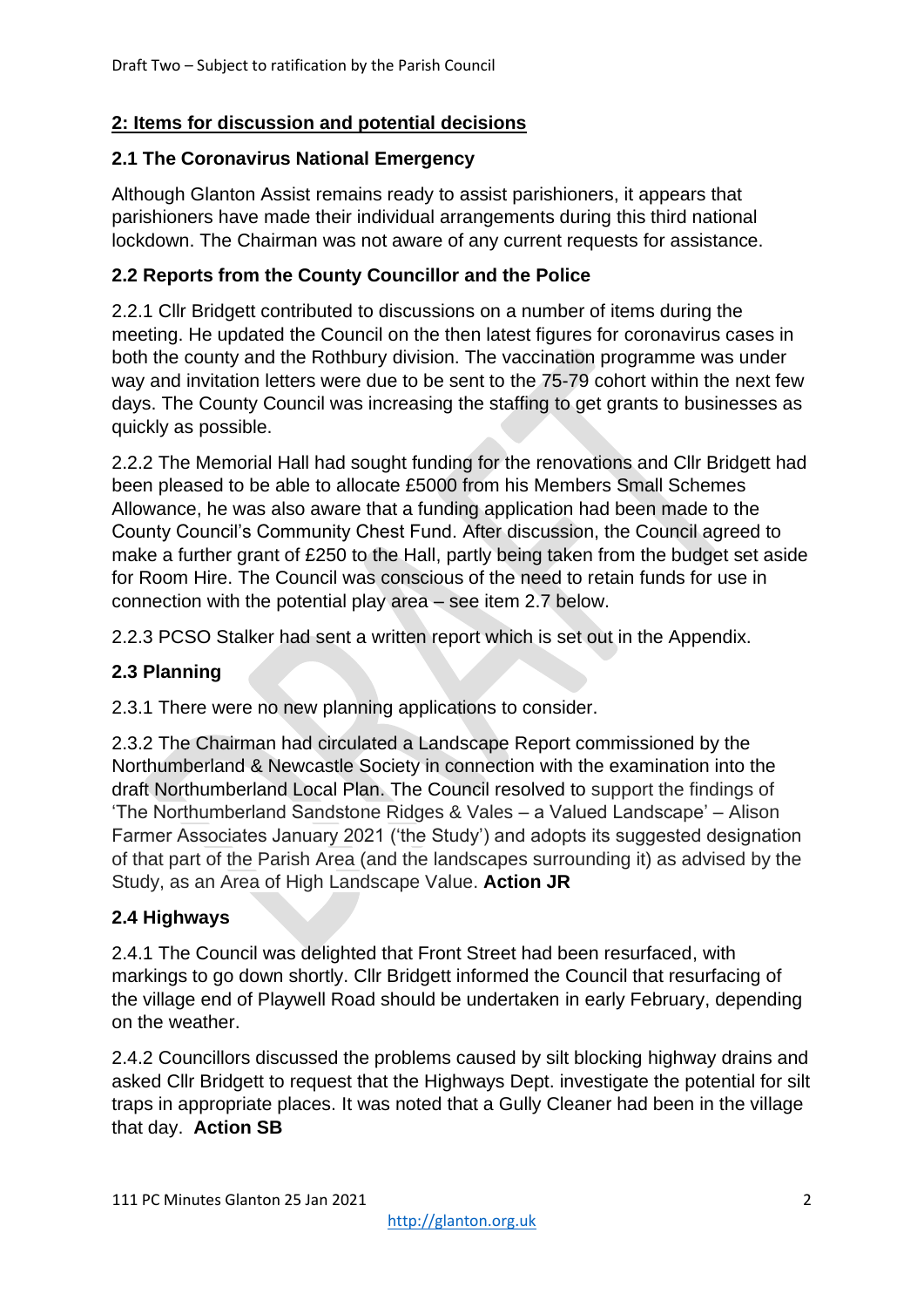## 2: Items for discussion and potential decisions

### 2.1 The Coronavirus National Emergency

Although Glanton Assist remains ready to assist parishioners, it appears that parishioners have made their individual arrangements during this third national lockdown. The Chairman was not aware of any current requests for assistance.

### 2.2 Reports from the County Councillor and the Police

2.2.1 Cllr Bridgett contributed to discussions on a number of items during the meeting. He updated the Council on the then latest figures for coronavirus cases in both the county and the Rothbury division. The vaccination programme was under way and invitation letters were due to be sent to the 75-79 cohort within the next few days. The County Council was increasing the staffing to get grants to businesses as quickly as possible.

2.2.2 The Memorial Hall had sought funding for the renovations and Cllr Bridgett had been pleased to be able to allocate £5000 from his Members Small Schemes Allowance, he was also aware that a funding application had been made to the County Council's Community Chest Fund. After discussion, the Council agreed to make a further grant of £250 to the Hall, partly being taken from the budget set aside for Room Hire. The Council was conscious of the need to retain funds for use in connection with the potential play area – see item 2.7 below.

2.2.3 PCSO Stalker had sent a written report which is set out in the Appendix.

### 2.3 Planning

2.3.1 There were no new planning applications to consider.

2.3.2 The Chairman had circulated a Landscape Report commissioned by the Northumberland & Newcastle Society in connection with the examination into the draft Northumberland Local Plan. The Council resolved to support the findings of 'The Northumberland Sandstone Ridges & Vales – a Valued Landscape' – Alison Farmer Associates January 2021 ('the Study') and adopts its suggested designation of that part of the Parish Area (and the landscapes surrounding it) as advised by the Study, as an Area of High Landscape Value. **Action JR**

### 2.4 Highways

2.4.1 The Council was delighted that Front Street had been resurfaced, with markings to go down shortly. Cllr Bridgett informed the Council that resurfacing of the village end of Playwell Road should be undertaken in early February, depending on the weather.

2.4.2 Councillors discussed the problems caused by silt blocking highway drains and asked Cllr Bridgett to request that the Highways Dept. investigate the potential for silt traps in appropriate places. It was noted that a Gully Cleaner had been in the village that day. **Action SB**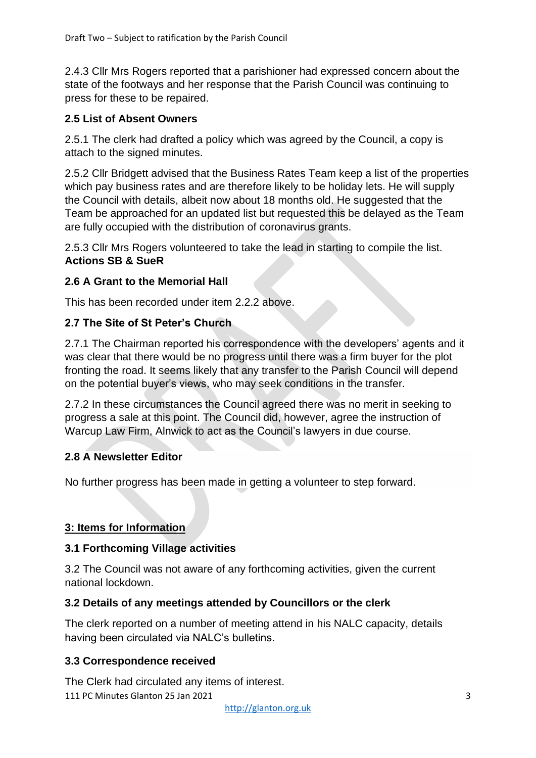2.4.3 Cllr Mrs Rogers reported that a parishioner had expressed concern about the state of the footways and her response that the Parish Council was continuing to press for these to be repaired.

**2.5 List of Absent Owners**

2.5.1 The clerk had drafted a policy which was agreed by the Council, a copy is attach to the signed minutes.

2.5.2 Cllr Bridgett advised that the Business Rates Team keep a list of the properties which pay business rates and are therefore likely to be holiday lets. He will supply the Council with details, albeit now about 18 months old. He suggested that the Team be approached for an updated list but requested this be delayed as the Team are fully occupied with the distribution of coronavirus grants.

2.5.3 Cllr Mrs Rogers volunteered to take the lead in starting to compile the list.
**Actions SB & SueR**

**2.6 A Grant to the Memorial Hall**

This has been recorded under item 2.2.2 above.

**2.7 The Site of St Peter's Church**

2.7.1 The Chairman reported his correspondence with the developers' agents and it was clear that there would be no progress until there was a firm buyer for the plot fronting the road. It seems likely that any transfer to the Parish Council will depend on the potential buyer's views, who may seek conditions in the transfer.

2.7.2 In these circumstances the Council agreed there was no merit in seeking to progress a sale at this point. The Council did, however, agree the instruction of Warcup Law Firm, Alnwick to act as the Council's lawyers in due course.

**2.8 A Newsletter Editor**

No further progress has been made in getting a volunteer to step forward.

## 3: Items for Information

**3.1 Forthcoming Village activities**

3.2 The Council was not aware of any forthcoming activities, given the current national lockdown.

**3.2 Details of any meetings attended by Councillors or the clerk**

The clerk reported on a number of meeting attend in his NALC capacity, details having been circulated via NALC's bulletins.

**3.3 Correspondence received**

The Clerk had circulated any items of interest.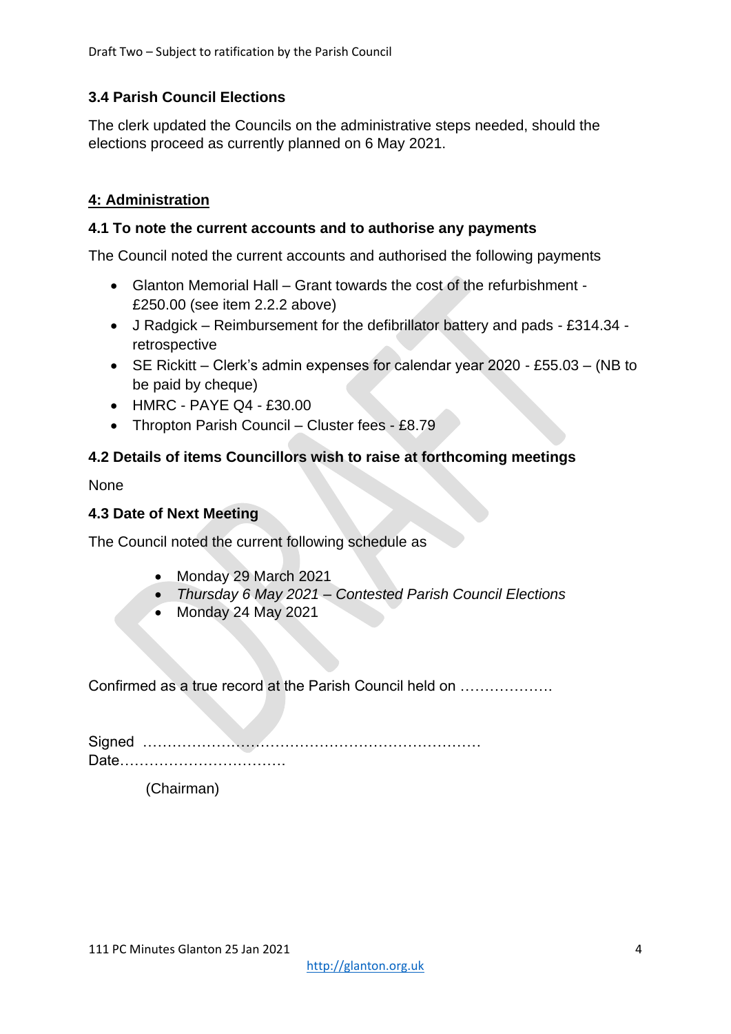### 3.4 Parish Council Elections

The clerk updated the Councils on the administrative steps needed, should the elections proceed as currently planned on 6 May 2021.

## 4: Administration

### 4.1 To note the current accounts and to authorise any payments

The Council noted the current accounts and authorised the following payments

- Glanton Memorial Hall – Grant towards the cost of the refurbishment - £250.00 (see item 2.2.2 above)
- J Radgick – Reimbursement for the defibrillator battery and pads - £314.34 - retrospective
- SE Rickitt – Clerk's admin expenses for calendar year 2020 - £55.03 – (NB to be paid by cheque)
- HMRC - PAYE Q4 - £30.00
- Thropton Parish Council – Cluster fees - £8.79

### 4.2 Details of items Councillors wish to raise at forthcoming meetings

None

### 4.3 Date of Next Meeting

The Council noted the current following schedule as

- Monday 29 March 2021
- *Thursday 6 May 2021 – Contested Parish Council Elections*
- Monday 24 May 2021

Confirmed as a true record at the Parish Council held on ……………….

Signed ………………………………………………………………
Date…………………………….

(Chairman)

http://glanton.org.uk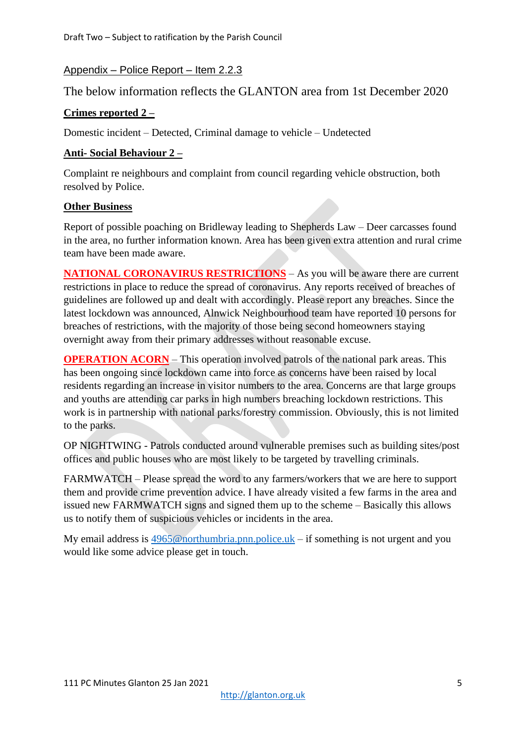## Appendix – Police Report – Item 2.2.3

The below information reflects the GLANTON area from 1st December 2020

**Crimes reported 2 –**

Domestic incident – Detected, Criminal damage to vehicle – Undetected

**Anti- Social Behaviour 2 –**

Complaint re neighbours and complaint from council regarding vehicle obstruction, both resolved by Police.

**Other Business**

Report of possible poaching on Bridleway leading to Shepherds Law – Deer carcasses found in the area, no further information known. Area has been given extra attention and rural crime team have been made aware.

**NATIONAL CORONAVIRUS RESTRICTIONS** – As you will be aware there are current restrictions in place to reduce the spread of coronavirus. Any reports received of breaches of guidelines are followed up and dealt with accordingly. Please report any breaches. Since the latest lockdown was announced, Alnwick Neighbourhood team have reported 10 persons for breaches of restrictions, with the majority of those being second homeowners staying overnight away from their primary addresses without reasonable excuse.

**OPERATION ACORN** – This operation involved patrols of the national park areas. This has been ongoing since lockdown came into force as concerns have been raised by local residents regarding an increase in visitor numbers to the area. Concerns are that large groups and youths are attending car parks in high numbers breaching lockdown restrictions. This work is in partnership with national parks/forestry commission. Obviously, this is not limited to the parks.

OP NIGHTWING - Patrols conducted around vulnerable premises such as building sites/post offices and public houses who are most likely to be targeted by travelling criminals.

FARMWATCH – Please spread the word to any farmers/workers that we are here to support them and provide crime prevention advice. I have already visited a few farms in the area and issued new FARMWATCH signs and signed them up to the scheme – Basically this allows us to notify them of suspicious vehicles or incidents in the area.

My email address is 4965@northumbria.pnn.police.uk – if something is not urgent and you would like some advice please get in touch.